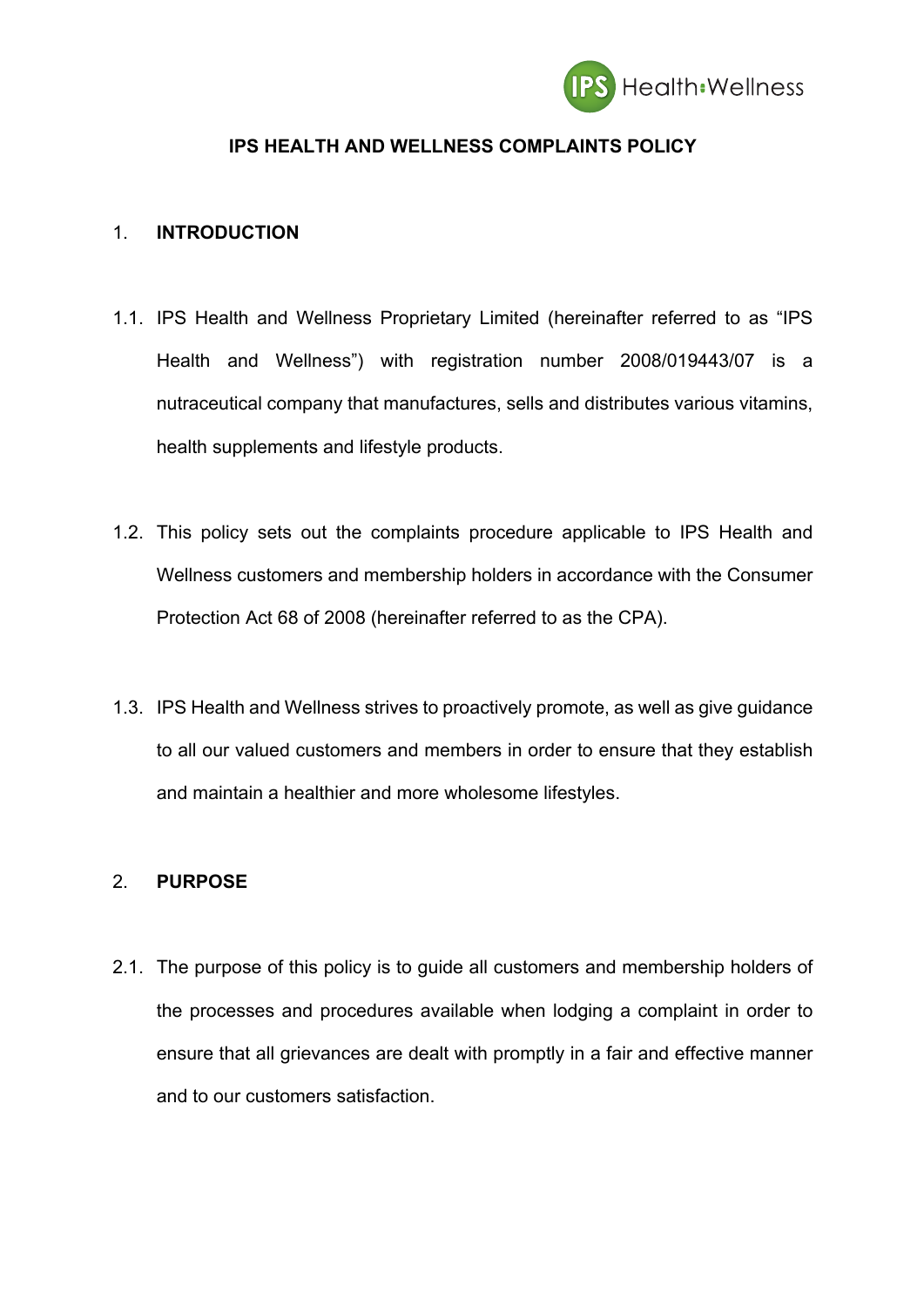# IPS HEALTH AND WELLNESS COMPLAINTS POLICY

## 1. INTRODUCTION

1.1. IPS Health and Wellness Proprietary Limited (hereinafter referred to as "IPS Health and Wellness") with registration number 2008/019443/07 is a nutraceutical company that manufactures, sells and distributes various vitamins, health supplements and lifestyle products.

1.2. This policy sets out the complaints procedure applicable to IPS Health and Wellness customers and membership holders in accordance with the Consumer Protection Act 68 of 2008 (hereinafter referred to as the CPA).

1.3. IPS Health and Wellness strives to proactively promote, as well as give guidance to all our valued customers and members in order to ensure that they establish and maintain a healthier and more wholesome lifestyles.

## 2. PURPOSE

2.1. The purpose of this policy is to guide all customers and membership holders of the processes and procedures available when lodging a complaint in order to ensure that all grievances are dealt with promptly in a fair and effective manner and to our customers satisfaction.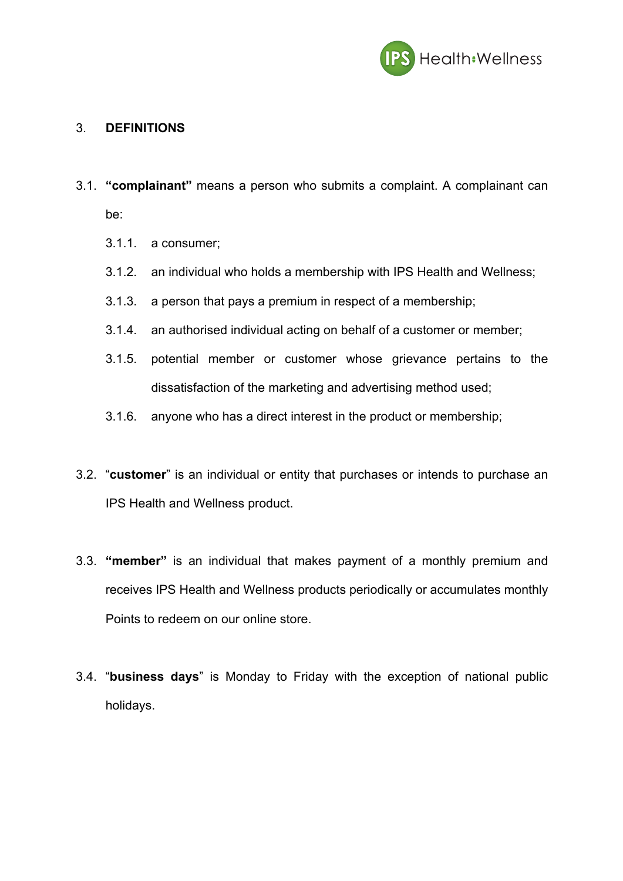## 3. DEFINITIONS

3.1. **"complainant"** means a person who submits a complaint. A complainant can be:

- 3.1.1. a consumer;
- 3.1.2. an individual who holds a membership with IPS Health and Wellness;
- 3.1.3. a person that pays a premium in respect of a membership;
- 3.1.4. an authorised individual acting on behalf of a customer or member;
- 3.1.5. potential member or customer whose grievance pertains to the dissatisfaction of the marketing and advertising method used;
- 3.1.6. anyone who has a direct interest in the product or membership;

3.2. "**customer**" is an individual or entity that purchases or intends to purchase an IPS Health and Wellness product.

3.3. **"member"** is an individual that makes payment of a monthly premium and receives IPS Health and Wellness products periodically or accumulates monthly Points to redeem on our online store.

3.4. "**business days**" is Monday to Friday with the exception of national public holidays.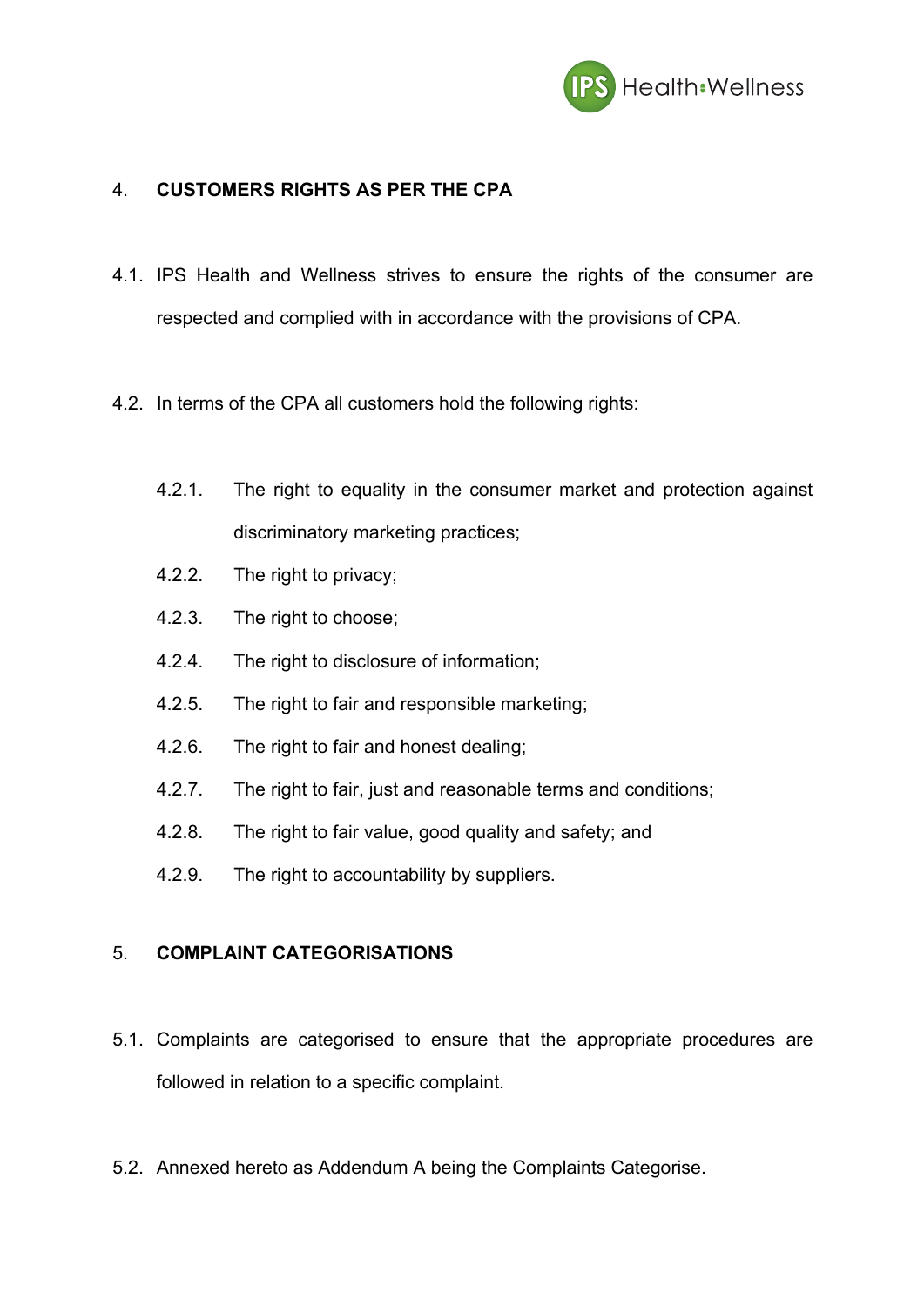## 4. CUSTOMERS RIGHTS AS PER THE CPA

4.1. IPS Health and Wellness strives to ensure the rights of the consumer are respected and complied with in accordance with the provisions of CPA.

4.2. In terms of the CPA all customers hold the following rights:

- 4.2.1. The right to equality in the consumer market and protection against discriminatory marketing practices;
- 4.2.2. The right to privacy;
- 4.2.3. The right to choose;
- 4.2.4. The right to disclosure of information;
- 4.2.5. The right to fair and responsible marketing;
- 4.2.6. The right to fair and honest dealing;
- 4.2.7. The right to fair, just and reasonable terms and conditions;
- 4.2.8. The right to fair value, good quality and safety; and
- 4.2.9. The right to accountability by suppliers.

## 5. COMPLAINT CATEGORISATIONS

5.1. Complaints are categorised to ensure that the appropriate procedures are followed in relation to a specific complaint.

5.2. Annexed hereto as Addendum A being the Complaints Categorise.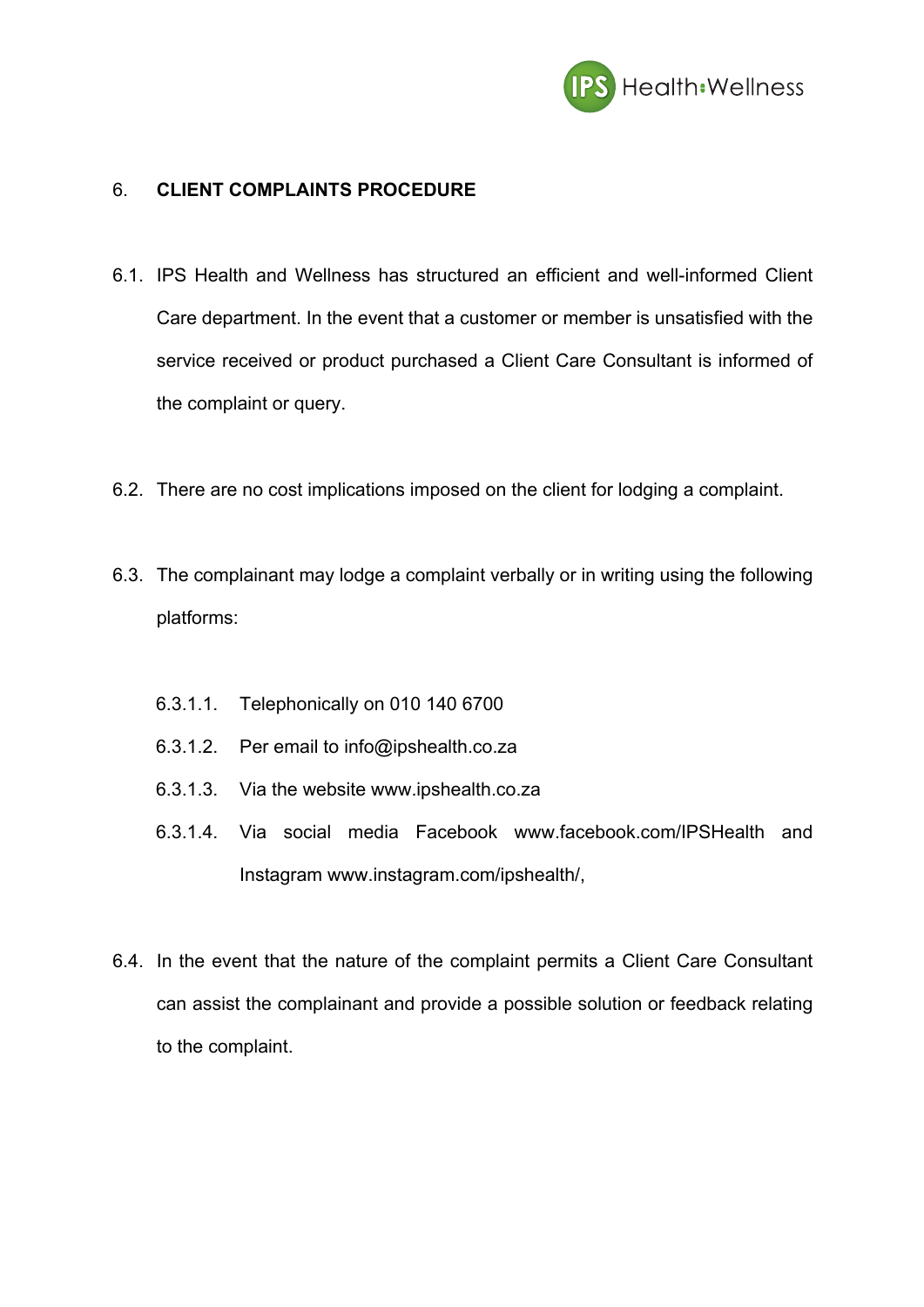## 6. CLIENT COMPLAINTS PROCEDURE

6.1. IPS Health and Wellness has structured an efficient and well-informed Client Care department. In the event that a customer or member is unsatisfied with the service received or product purchased a Client Care Consultant is informed of the complaint or query.

6.2. There are no cost implications imposed on the client for lodging a complaint.

6.3. The complainant may lodge a complaint verbally or in writing using the following platforms:

- 6.3.1.1. Telephonically on 010 140 6700
- 6.3.1.2. Per email to info@ipshealth.co.za
- 6.3.1.3. Via the website www.ipshealth.co.za
- 6.3.1.4. Via social media Facebook www.facebook.com/IPSHealth and Instagram www.instagram.com/ipshealth/,

6.4. In the event that the nature of the complaint permits a Client Care Consultant can assist the complainant and provide a possible solution or feedback relating to the complaint.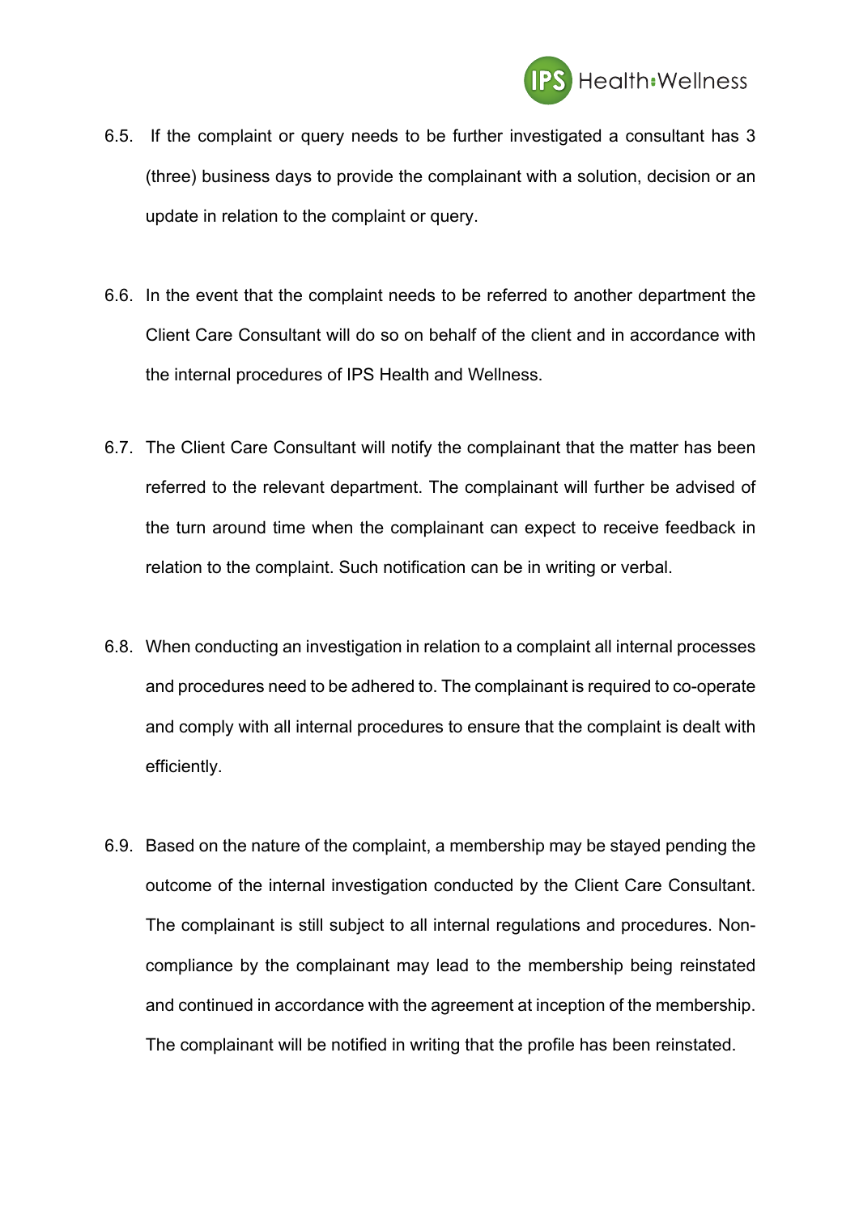6.5. If the complaint or query needs to be further investigated a consultant has 3 (three) business days to provide the complainant with a solution, decision or an update in relation to the complaint or query.

6.6. In the event that the complaint needs to be referred to another department the Client Care Consultant will do so on behalf of the client and in accordance with the internal procedures of IPS Health and Wellness.

6.7. The Client Care Consultant will notify the complainant that the matter has been referred to the relevant department. The complainant will further be advised of the turn around time when the complainant can expect to receive feedback in relation to the complaint. Such notification can be in writing or verbal.

6.8. When conducting an investigation in relation to a complaint all internal processes and procedures need to be adhered to. The complainant is required to co-operate and comply with all internal procedures to ensure that the complaint is dealt with efficiently.

6.9. Based on the nature of the complaint, a membership may be stayed pending the outcome of the internal investigation conducted by the Client Care Consultant. The complainant is still subject to all internal regulations and procedures. Non-compliance by the complainant may lead to the membership being reinstated and continued in accordance with the agreement at inception of the membership. The complainant will be notified in writing that the profile has been reinstated.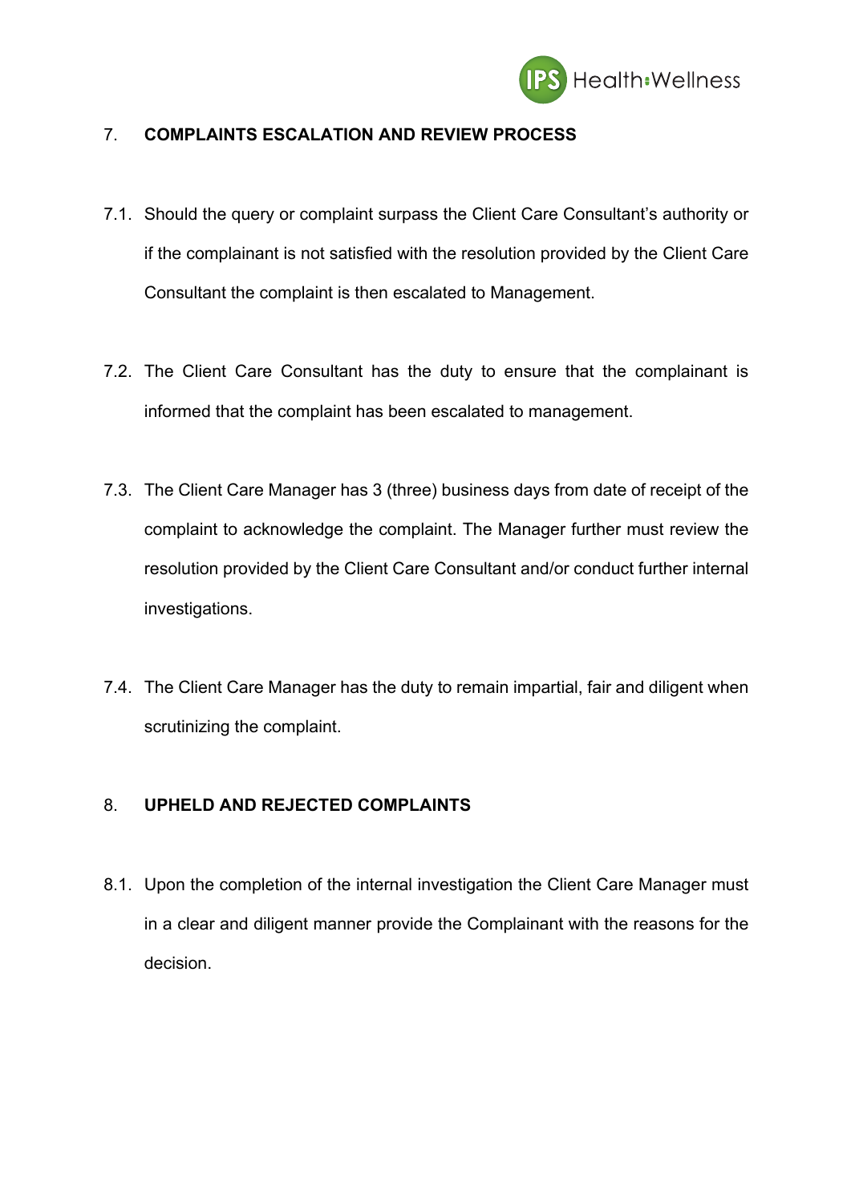## 7. COMPLAINTS ESCALATION AND REVIEW PROCESS

7.1. Should the query or complaint surpass the Client Care Consultant's authority or if the complainant is not satisfied with the resolution provided by the Client Care Consultant the complaint is then escalated to Management.

7.2. The Client Care Consultant has the duty to ensure that the complainant is informed that the complaint has been escalated to management.

7.3. The Client Care Manager has 3 (three) business days from date of receipt of the complaint to acknowledge the complaint. The Manager further must review the resolution provided by the Client Care Consultant and/or conduct further internal investigations.

7.4. The Client Care Manager has the duty to remain impartial, fair and diligent when scrutinizing the complaint.

## 8. UPHELD AND REJECTED COMPLAINTS

8.1. Upon the completion of the internal investigation the Client Care Manager must in a clear and diligent manner provide the Complainant with the reasons for the decision.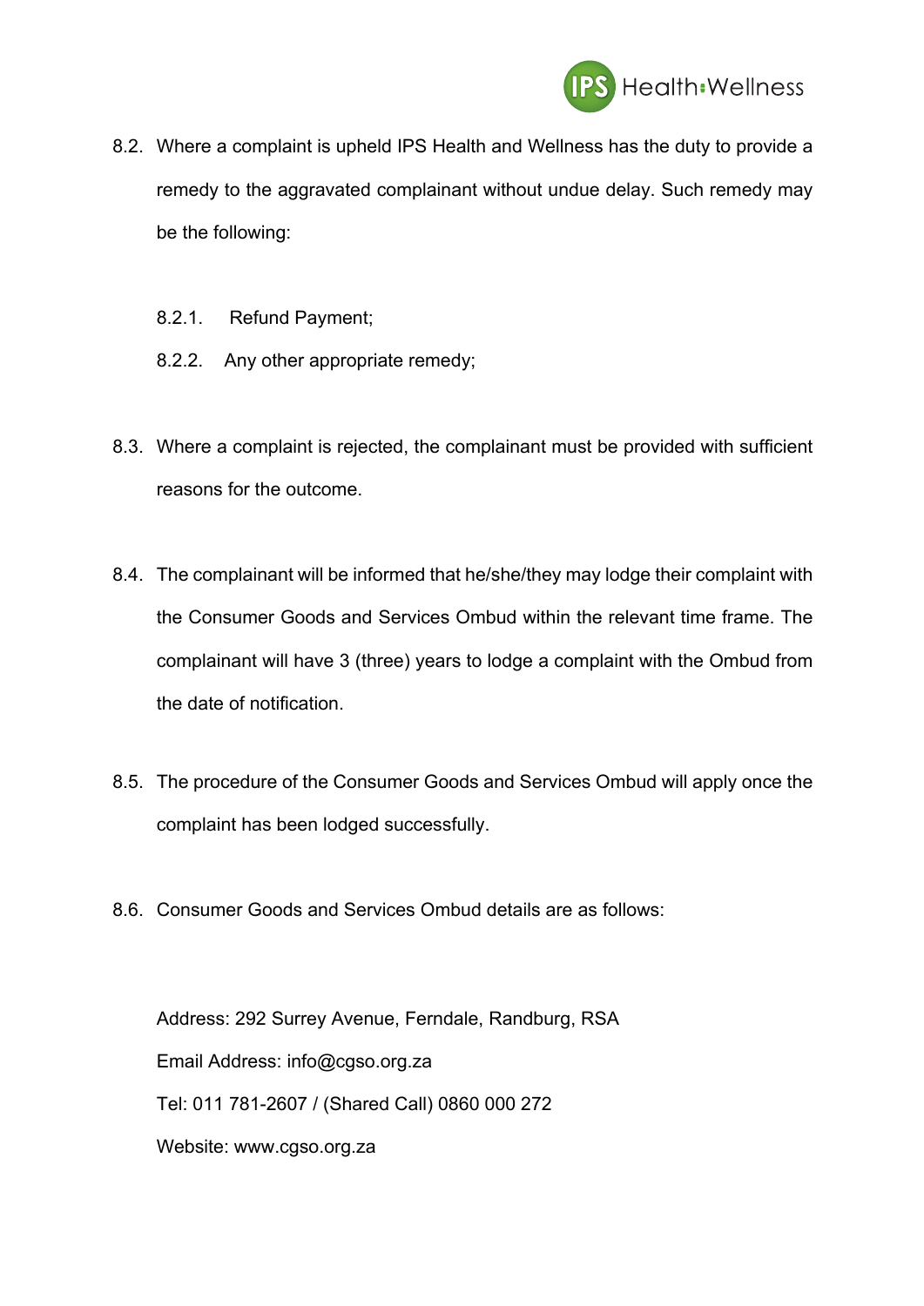8.2. Where a complaint is upheld IPS Health and Wellness has the duty to provide a remedy to the aggravated complainant without undue delay. Such remedy may be the following:

8.2.1. Refund Payment;

8.2.2. Any other appropriate remedy;

8.3. Where a complaint is rejected, the complainant must be provided with sufficient reasons for the outcome.

8.4. The complainant will be informed that he/she/they may lodge their complaint with the Consumer Goods and Services Ombud within the relevant time frame. The complainant will have 3 (three) years to lodge a complaint with the Ombud from the date of notification.

8.5. The procedure of the Consumer Goods and Services Ombud will apply once the complaint has been lodged successfully.

8.6. Consumer Goods and Services Ombud details are as follows:

Address: 292 Surrey Avenue, Ferndale, Randburg, RSA

Email Address: info@cgso.org.za

Tel: 011 781-2607 / (Shared Call) 0860 000 272

Website: www.cgso.org.za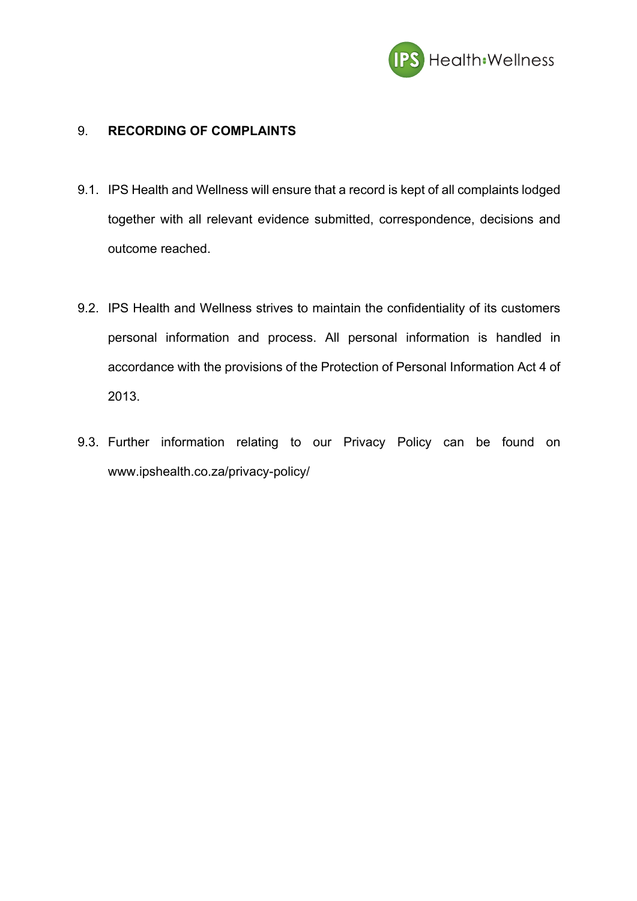## 9. RECORDING OF COMPLAINTS

9.1. IPS Health and Wellness will ensure that a record is kept of all complaints lodged together with all relevant evidence submitted, correspondence, decisions and outcome reached.

9.2. IPS Health and Wellness strives to maintain the confidentiality of its customers personal information and process. All personal information is handled in accordance with the provisions of the Protection of Personal Information Act 4 of 2013.

9.3. Further information relating to our Privacy Policy can be found on www.ipshealth.co.za/privacy-policy/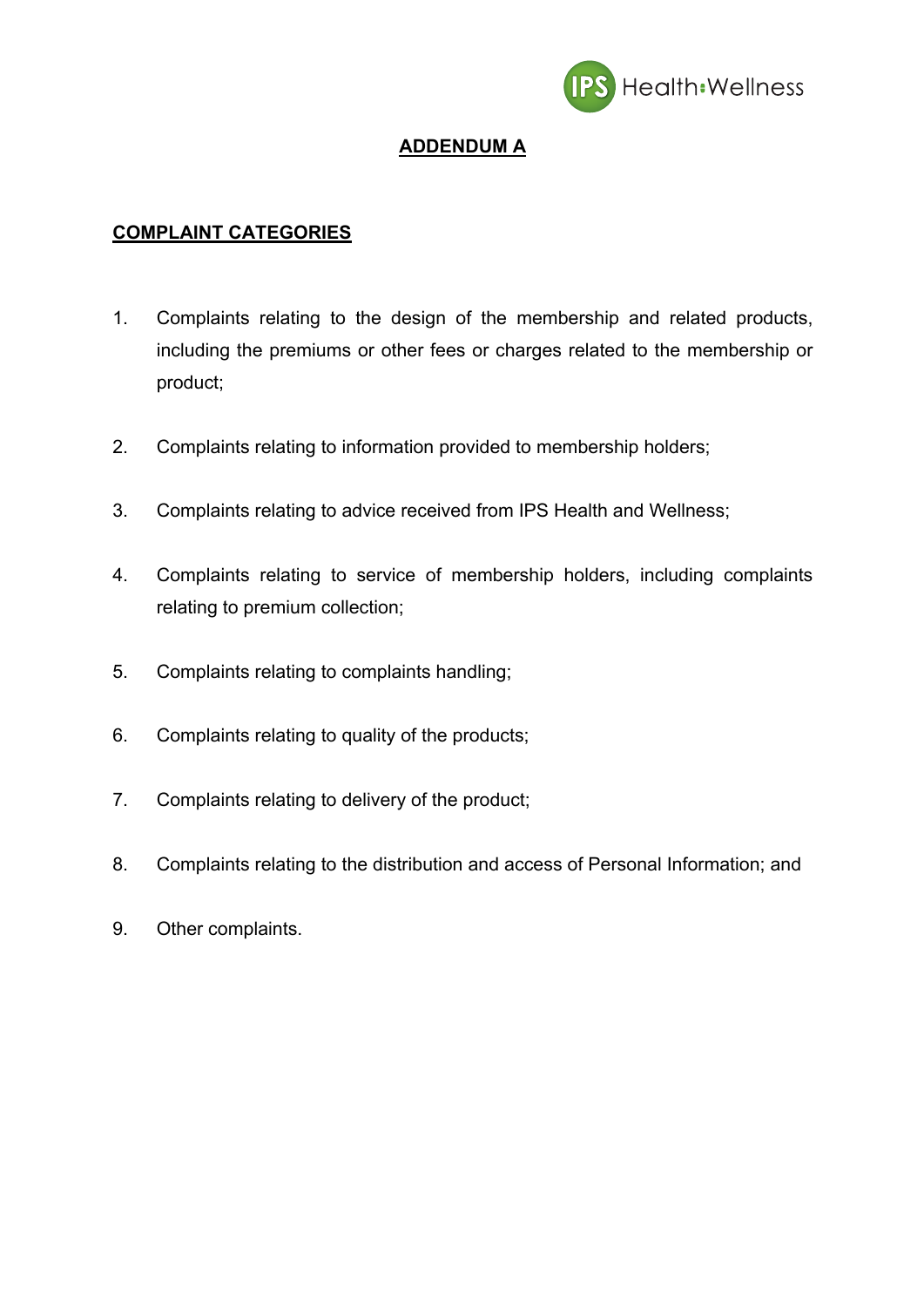## ADDENDUM A

### COMPLAINT CATEGORIES

1. Complaints relating to the design of the membership and related products, including the premiums or other fees or charges related to the membership or product;

2. Complaints relating to information provided to membership holders;

3. Complaints relating to advice received from IPS Health and Wellness;

4. Complaints relating to service of membership holders, including complaints relating to premium collection;

5. Complaints relating to complaints handling;

6. Complaints relating to quality of the products;

7. Complaints relating to delivery of the product;

8. Complaints relating to the distribution and access of Personal Information; and

9. Other complaints.